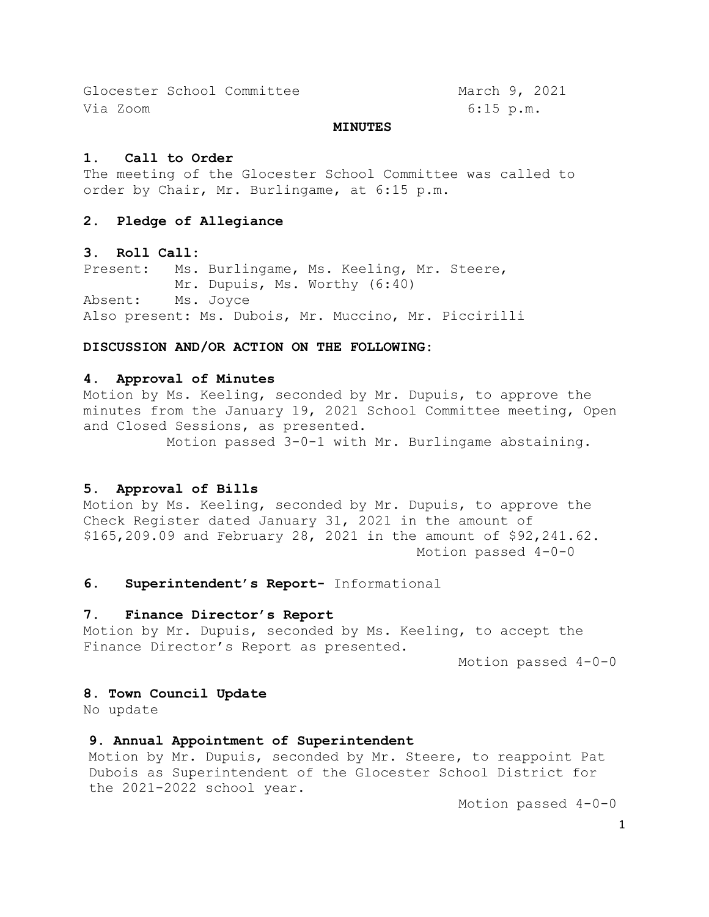Glocester School Committee March 9, 2021
Via Zoom 6:15 p.m.

**MINUTES**

**1. Call to Order**

The meeting of the Glocester School Committee was called to order by Chair, Mr. Burlingame, at 6:15 p.m.

**2. Pledge of Allegiance**

**3. Roll Call:**

Present: Ms. Burlingame, Ms. Keeling, Mr. Steere, Mr. Dupuis, Ms. Worthy (6:40)
Absent: Ms. Joyce
Also present: Ms. Dubois, Mr. Muccino, Mr. Piccirilli

**DISCUSSION AND/OR ACTION ON THE FOLLOWING:**

**4. Approval of Minutes**

Motion by Ms. Keeling, seconded by Mr. Dupuis, to approve the minutes from the January 19, 2021 School Committee meeting, Open and Closed Sessions, as presented.

Motion passed 3-0-1 with Mr. Burlingame abstaining.

**5. Approval of Bills**

Motion by Ms. Keeling, seconded by Mr. Dupuis, to approve the Check Register dated January 31, 2021 in the amount of $165,209.09 and February 28, 2021 in the amount of $92,241.62.

Motion passed 4-0-0

**6. Superintendent's Report-** Informational

**7. Finance Director's Report**

Motion by Mr. Dupuis, seconded by Ms. Keeling, to accept the Finance Director's Report as presented.

Motion passed 4-0-0

**8. Town Council Update**

No update

**9. Annual Appointment of Superintendent**

Motion by Mr. Dupuis, seconded by Mr. Steere, to reappoint Pat Dubois as Superintendent of the Glocester School District for the 2021-2022 school year.

Motion passed 4-0-0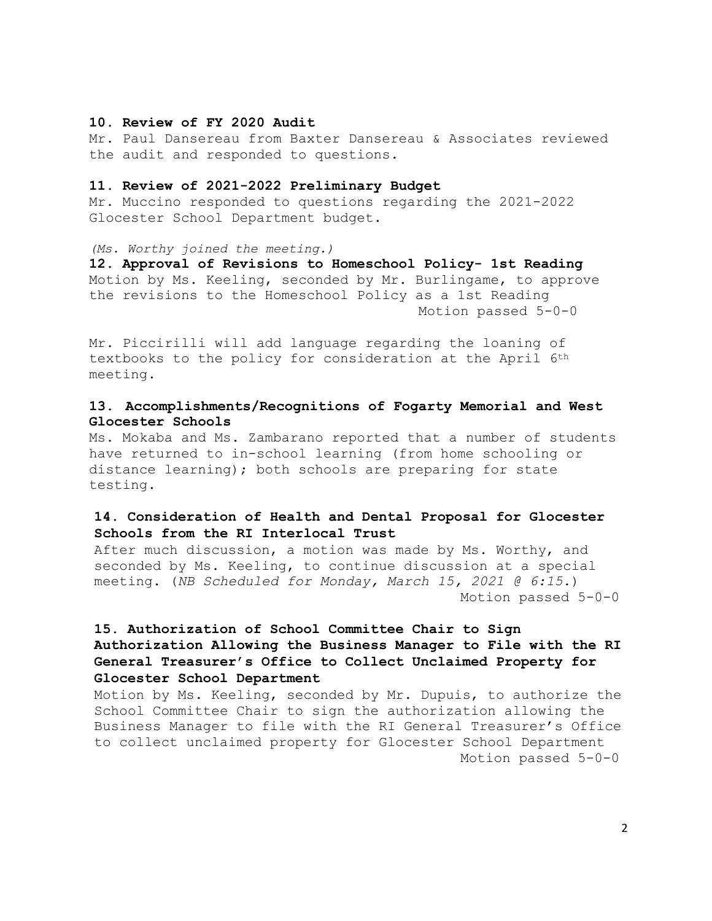**10. Review of FY 2020 Audit**

Mr. Paul Dansereau from Baxter Dansereau & Associates reviewed the audit and responded to questions.

**11. Review of 2021-2022 Preliminary Budget**

Mr. Muccino responded to questions regarding the 2021-2022 Glocester School Department budget.

*(Ms. Worthy joined the meeting.)*

**12. Approval of Revisions to Homeschool Policy- 1st Reading**

Motion by Ms. Keeling, seconded by Mr. Burlingame, to approve the revisions to the Homeschool Policy as a 1st Reading

Motion passed 5-0-0

Mr. Piccirilli will add language regarding the loaning of textbooks to the policy for consideration at the April 6th meeting.

**13. Accomplishments/Recognitions of Fogarty Memorial and West Glocester Schools**

Ms. Mokaba and Ms. Zambarano reported that a number of students have returned to in-school learning (from home schooling or distance learning); both schools are preparing for state testing.

**14. Consideration of Health and Dental Proposal for Glocester Schools from the RI Interlocal Trust**

After much discussion, a motion was made by Ms. Worthy, and seconded by Ms. Keeling, to continue discussion at a special meeting. (*NB Scheduled for Monday, March 15, 2021 @ 6:15.*)

Motion passed 5-0-0

**15. Authorization of School Committee Chair to Sign Authorization Allowing the Business Manager to File with the RI General Treasurer's Office to Collect Unclaimed Property for Glocester School Department**

Motion by Ms. Keeling, seconded by Mr. Dupuis, to authorize the School Committee Chair to sign the authorization allowing the Business Manager to file with the RI General Treasurer's Office to collect unclaimed property for Glocester School Department

Motion passed 5-0-0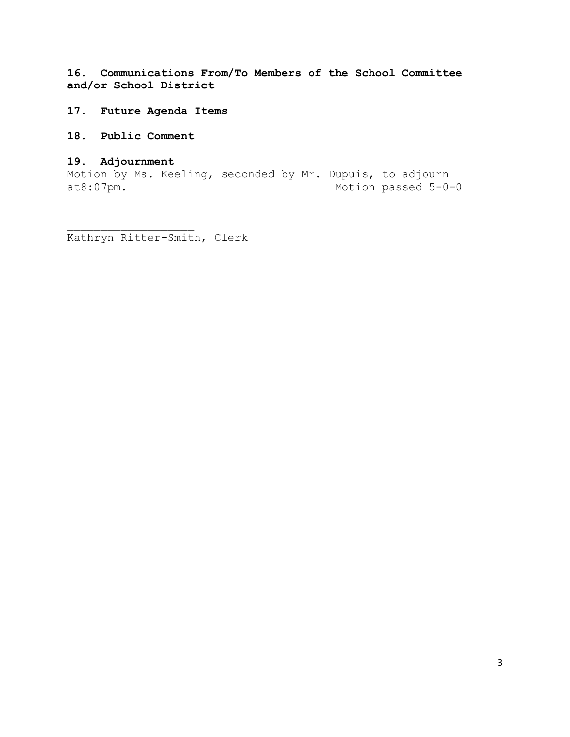**16. Communications From/To Members of the School Committee and/or School District**

**17. Future Agenda Items**

**18. Public Comment**

**19. Adjournment**

Motion by Ms. Keeling, seconded by Mr. Dupuis, to adjourn at8:07pm. Motion passed 5-0-0

____________________

Kathryn Ritter-Smith, Clerk